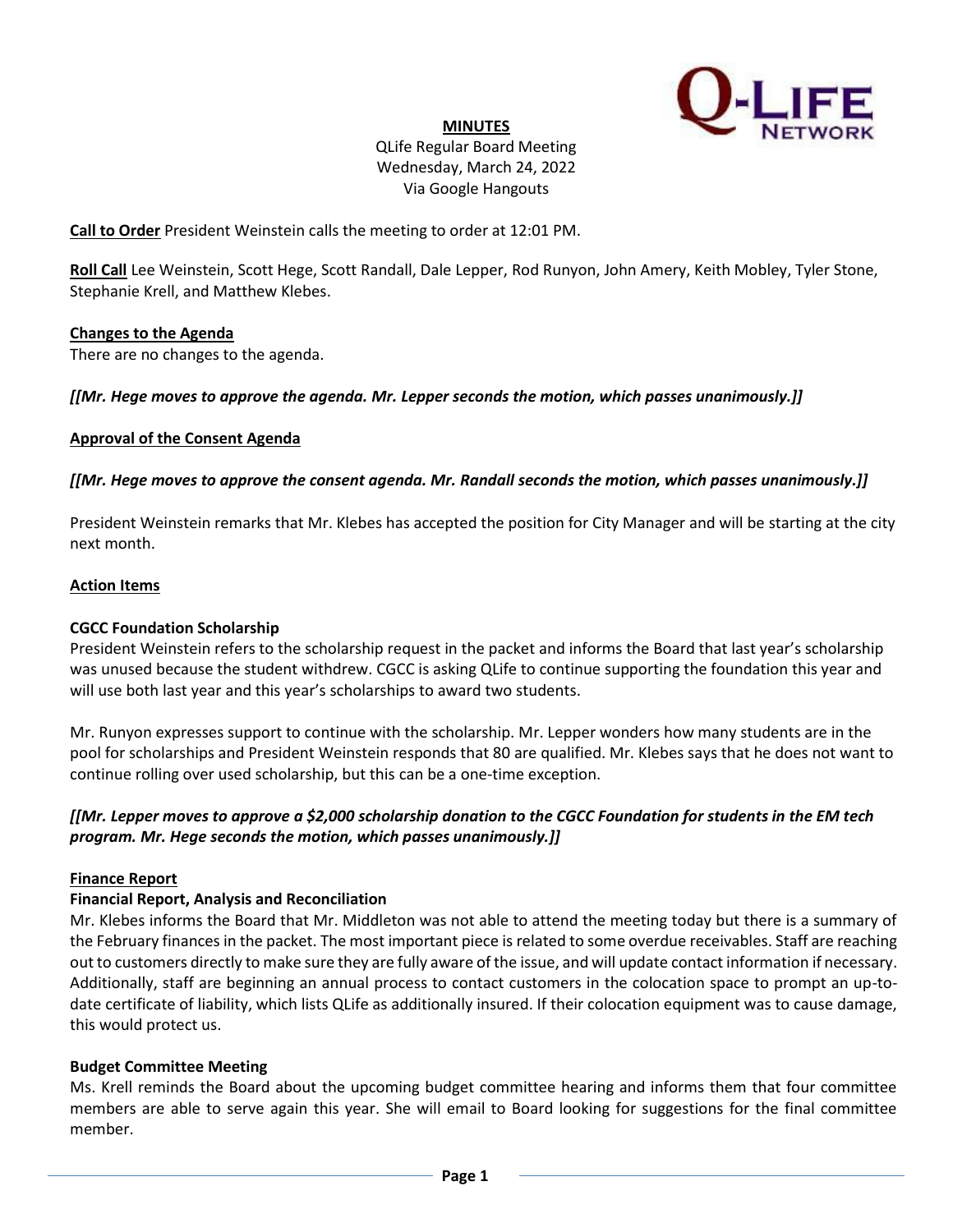**MINUTES**

QLife Regular Board Meeting
Wednesday, March 24, 2022
Via Google Hangouts

**Call to Order** President Weinstein calls the meeting to order at 12:01 PM.

**Roll Call** Lee Weinstein, Scott Hege, Scott Randall, Dale Lepper, Rod Runyon, John Amery, Keith Mobley, Tyler Stone, Stephanie Krell, and Matthew Klebes.

**Changes to the Agenda**

There are no changes to the agenda.

***[[Mr. Hege moves to approve the agenda. Mr. Lepper seconds the motion, which passes unanimously.]]***

**Approval of the Consent Agenda**

***[[Mr. Hege moves to approve the consent agenda. Mr. Randall seconds the motion, which passes unanimously.]]***

President Weinstein remarks that Mr. Klebes has accepted the position for City Manager and will be starting at the city next month.

**Action Items**

**CGCC Foundation Scholarship**

President Weinstein refers to the scholarship request in the packet and informs the Board that last year's scholarship was unused because the student withdrew. CGCC is asking QLife to continue supporting the foundation this year and will use both last year and this year's scholarships to award two students.

Mr. Runyon expresses support to continue with the scholarship. Mr. Lepper wonders how many students are in the pool for scholarships and President Weinstein responds that 80 are qualified. Mr. Klebes says that he does not want to continue rolling over used scholarship, but this can be a one-time exception.

***[[Mr. Lepper moves to approve a $2,000 scholarship donation to the CGCC Foundation for students in the EM tech program. Mr. Hege seconds the motion, which passes unanimously.]]***

**Finance Report**

**Financial Report, Analysis and Reconciliation**

Mr. Klebes informs the Board that Mr. Middleton was not able to attend the meeting today but there is a summary of the February finances in the packet. The most important piece is related to some overdue receivables. Staff are reaching out to customers directly to make sure they are fully aware of the issue, and will update contact information if necessary. Additionally, staff are beginning an annual process to contact customers in the colocation space to prompt an up-to-date certificate of liability, which lists QLife as additionally insured. If their colocation equipment was to cause damage, this would protect us.

**Budget Committee Meeting**

Ms. Krell reminds the Board about the upcoming budget committee hearing and informs them that four committee members are able to serve again this year. She will email to Board looking for suggestions for the final committee member.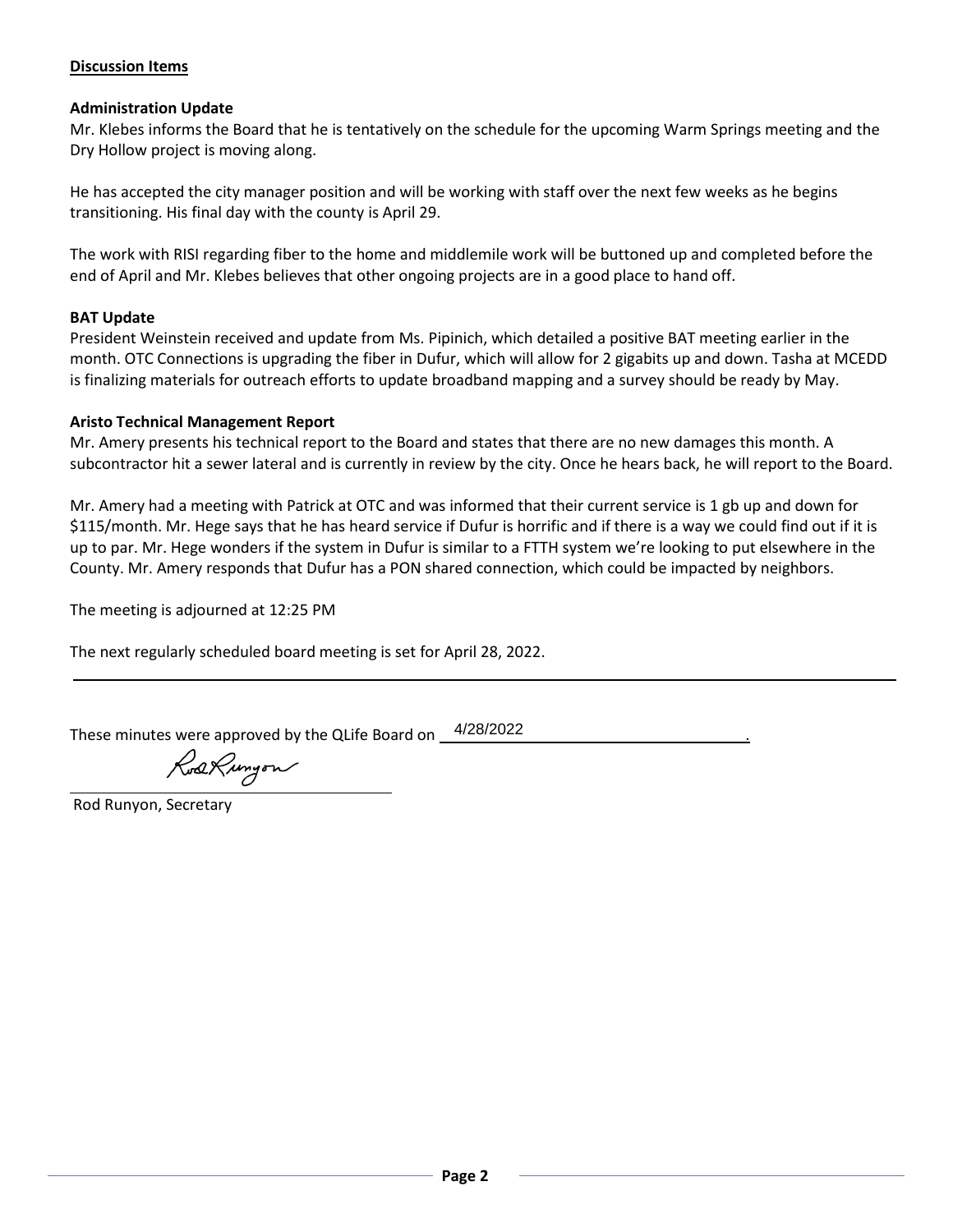**Discussion Items**

**Administration Update**

Mr. Klebes informs the Board that he is tentatively on the schedule for the upcoming Warm Springs meeting and the Dry Hollow project is moving along.

He has accepted the city manager position and will be working with staff over the next few weeks as he begins transitioning. His final day with the county is April 29.

The work with RISI regarding fiber to the home and middlemile work will be buttoned up and completed before the end of April and Mr. Klebes believes that other ongoing projects are in a good place to hand off.

**BAT Update**

President Weinstein received and update from Ms. Pipinich, which detailed a positive BAT meeting earlier in the month. OTC Connections is upgrading the fiber in Dufur, which will allow for 2 gigabits up and down. Tasha at MCEDD is finalizing materials for outreach efforts to update broadband mapping and a survey should be ready by May.

**Aristo Technical Management Report**

Mr. Amery presents his technical report to the Board and states that there are no new damages this month. A subcontractor hit a sewer lateral and is currently in review by the city. Once he hears back, he will report to the Board.

Mr. Amery had a meeting with Patrick at OTC and was informed that their current service is 1 gb up and down for $115/month. Mr. Hege says that he has heard service if Dufur is horrific and if there is a way we could find out if it is up to par. Mr. Hege wonders if the system in Dufur is similar to a FTTH system we're looking to put elsewhere in the County. Mr. Amery responds that Dufur has a PON shared connection, which could be impacted by neighbors.

The meeting is adjourned at 12:25 PM

The next regularly scheduled board meeting is set for April 28, 2022.

---

These minutes were approved by the QLife Board on 4/28/2022.

Rod Runyon

Rod Runyon, Secretary